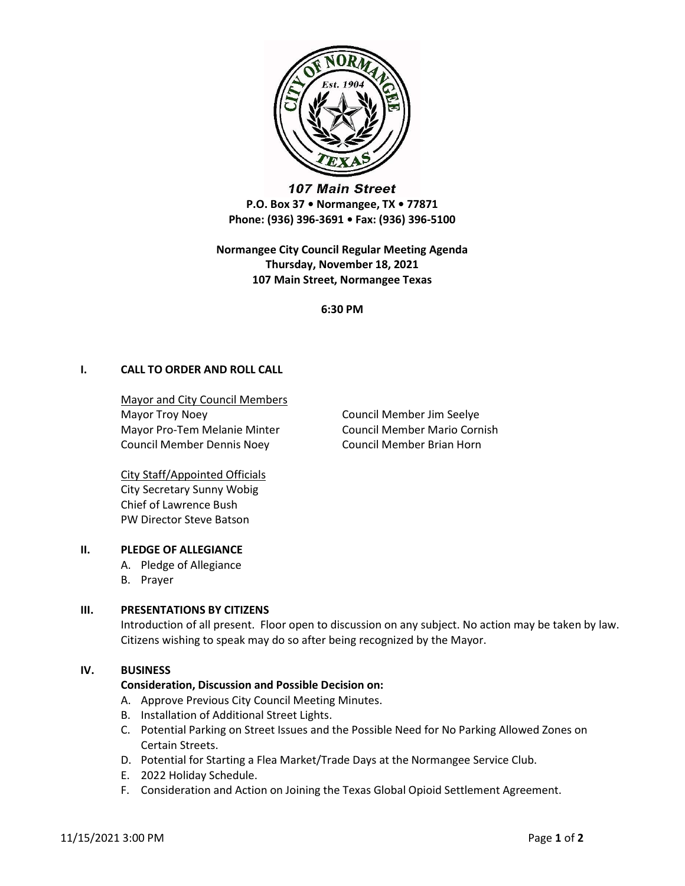**107 Main Street**
**P.O. Box 37 • Normangee, TX • 77871**
**Phone: (936) 396-3691 • Fax: (936) 396-5100**

**Normangee City Council Regular Meeting Agenda**
**Thursday, November 18, 2021**
**107 Main Street, Normangee Texas**

**6:30 PM**

## I. CALL TO ORDER AND ROLL CALL

Mayor and City Council Members

Mayor Troy Noey
Mayor Pro-Tem Melanie Minter
Council Member Dennis Noey
Council Member Jim Seelye
Council Member Mario Cornish
Council Member Brian Horn

City Staff/Appointed Officials

City Secretary Sunny Wobig
Chief of Lawrence Bush
PW Director Steve Batson

## II. PLEDGE OF ALLEGIANCE

A. Pledge of Allegiance
B. Prayer

## III. PRESENTATIONS BY CITIZENS

Introduction of all present. Floor open to discussion on any subject. No action may be taken by law. Citizens wishing to speak may do so after being recognized by the Mayor.

## IV. BUSINESS

**Consideration, Discussion and Possible Decision on:**

A. Approve Previous City Council Meeting Minutes.
B. Installation of Additional Street Lights.
C. Potential Parking on Street Issues and the Possible Need for No Parking Allowed Zones on Certain Streets.
D. Potential for Starting a Flea Market/Trade Days at the Normangee Service Club.
E. 2022 Holiday Schedule.
F. Consideration and Action on Joining the Texas Global Opioid Settlement Agreement.

11/15/2021 3:00 PM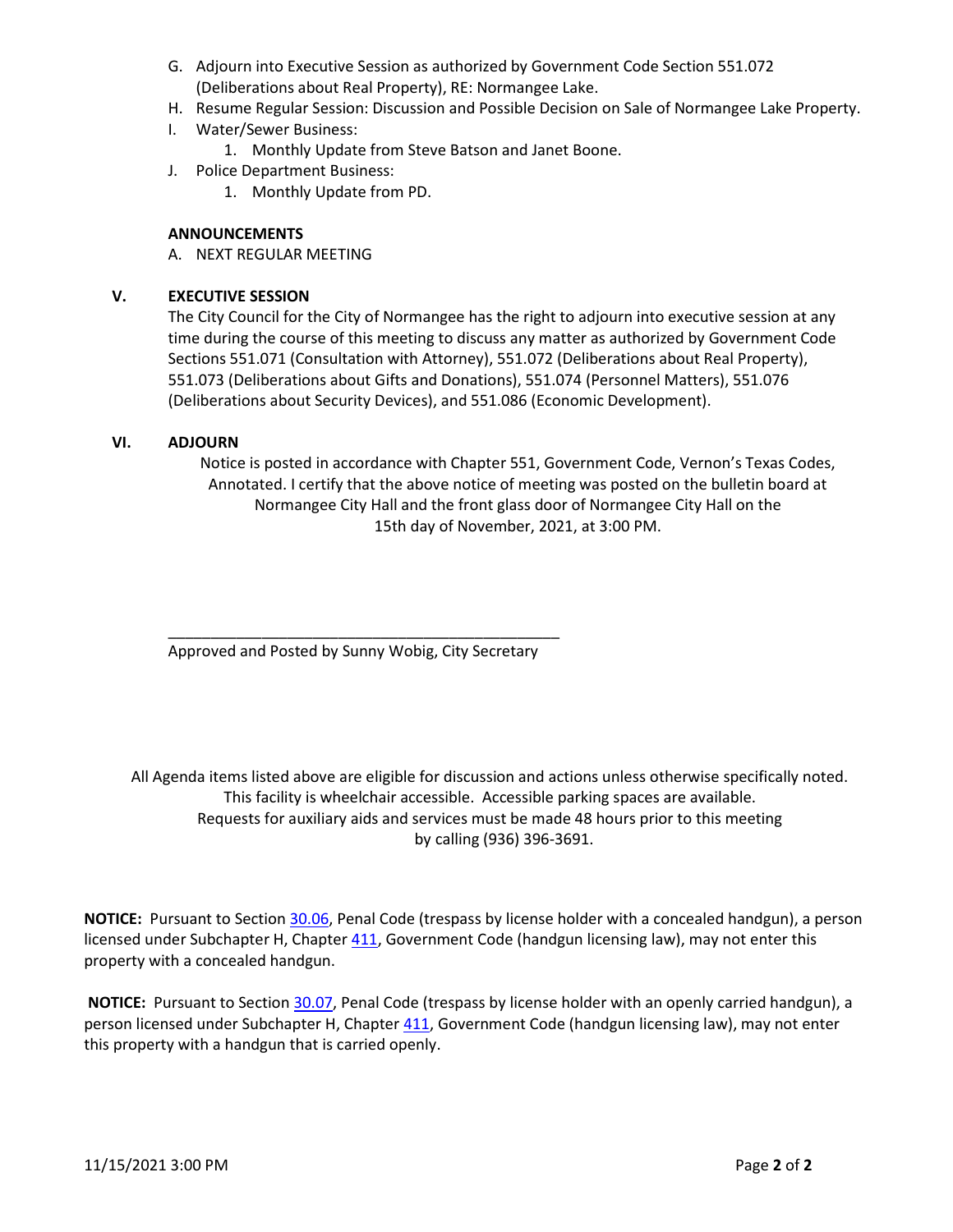G. Adjourn into Executive Session as authorized by Government Code Section 551.072 (Deliberations about Real Property), RE: Normangee Lake.

H. Resume Regular Session: Discussion and Possible Decision on Sale of Normangee Lake Property.

I. Water/Sewer Business:
   1. Monthly Update from Steve Batson and Janet Boone.

J. Police Department Business:
   1. Monthly Update from PD.

**ANNOUNCEMENTS**

A. NEXT REGULAR MEETING

**V. EXECUTIVE SESSION**

The City Council for the City of Normangee has the right to adjourn into executive session at any time during the course of this meeting to discuss any matter as authorized by Government Code Sections 551.071 (Consultation with Attorney), 551.072 (Deliberations about Real Property), 551.073 (Deliberations about Gifts and Donations), 551.074 (Personnel Matters), 551.076 (Deliberations about Security Devices), and 551.086 (Economic Development).

**VI. ADJOURN**

Notice is posted in accordance with Chapter 551, Government Code, Vernon's Texas Codes, Annotated. I certify that the above notice of meeting was posted on the bulletin board at Normangee City Hall and the front glass door of Normangee City Hall on the 15th day of November, 2021, at 3:00 PM.

_______________________________________________

Approved and Posted by Sunny Wobig, City Secretary

All Agenda items listed above are eligible for discussion and actions unless otherwise specifically noted. This facility is wheelchair accessible. Accessible parking spaces are available. Requests for auxiliary aids and services must be made 48 hours prior to this meeting by calling (936) 396-3691.

**NOTICE:** Pursuant to Section 30.06, Penal Code (trespass by license holder with a concealed handgun), a person licensed under Subchapter H, Chapter 411, Government Code (handgun licensing law), may not enter this property with a concealed handgun.

**NOTICE:** Pursuant to Section 30.07, Penal Code (trespass by license holder with an openly carried handgun), a person licensed under Subchapter H, Chapter 411, Government Code (handgun licensing law), may not enter this property with a handgun that is carried openly.